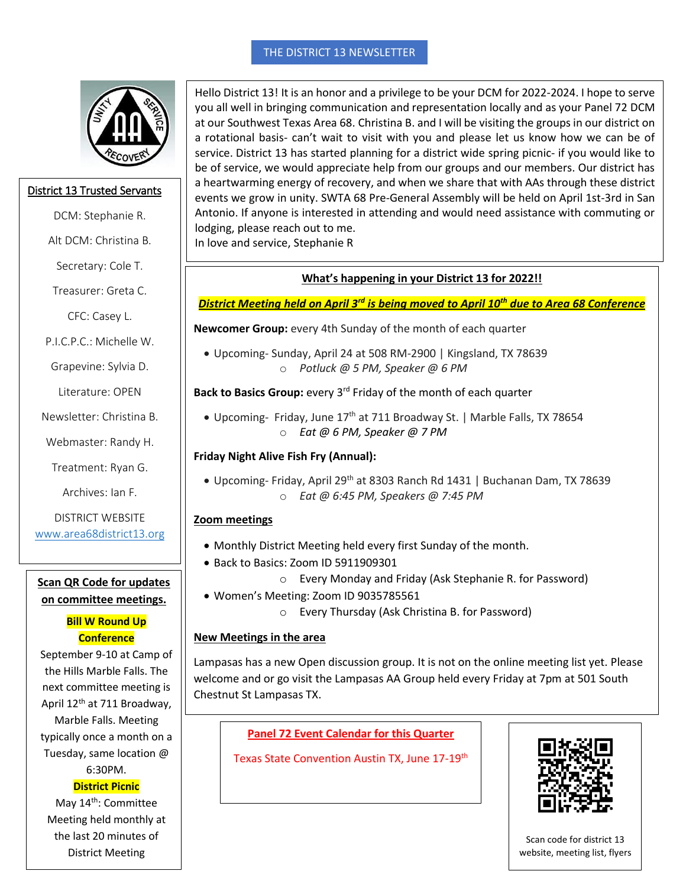# THE DISTRICT 13 NEWSLETTER

Hello District 13! It is an honor and a privilege to be your DCM for 2022-2024. I hope to serve you all well in bringing communication and representation locally and as your Panel 72 DCM at our Southwest Texas Area 68. Christina B. and I will be visiting the groups in our district on a rotational basis- can't wait to visit with you and please let us know how we can be of service. District 13 has started planning for a district wide spring picnic- if you would like to be of service, we would appreciate help from our groups and our members. Our district has a heartwarming energy of recovery, and when we share that with AAs through these district events we grow in unity. SWTA 68 Pre-General Assembly will be held on April 1st-3rd in San Antonio. If anyone is interested in attending and would need assistance with commuting or lodging, please reach out to me.
In love and service, Stephanie R

## District 13 Trusted Servants

DCM: Stephanie R.

Alt DCM: Christina B.

Secretary: Cole T.

Treasurer: Greta C.

CFC: Casey L.

P.I.C.P.C.: Michelle W.

Grapevine: Sylvia D.

Literature: OPEN

Newsletter: Christina B.

Webmaster: Randy H.

Treatment: Ryan G.

Archives: Ian F.

DISTRICT WEBSITE
www.area68district13.org

## What's happening in your District 13 for 2022!!

***District Meeting held on April 3rd is being moved to April 10th due to Area 68 Conference***

**Newcomer Group:** every 4th Sunday of the month of each quarter

- Upcoming- Sunday, April 24 at 508 RM-2900 | Kingsland, TX 78639
  - *Potluck @ 5 PM, Speaker @ 6 PM*

**Back to Basics Group:** every 3rd Friday of the month of each quarter

- Upcoming- Friday, June 17th at 711 Broadway St. | Marble Falls, TX 78654
  - *Eat @ 6 PM, Speaker @ 7 PM*

**Friday Night Alive Fish Fry (Annual):**

- Upcoming- Friday, April 29th at 8303 Ranch Rd 1431 | Buchanan Dam, TX 78639
  - *Eat @ 6:45 PM, Speakers @ 7:45 PM*

### Zoom meetings

- Monthly District Meeting held every first Sunday of the month.
- Back to Basics: Zoom ID 5911909301
  - Every Monday and Friday (Ask Stephanie R. for Password)
- Women's Meeting: Zoom ID 9035785561
  - Every Thursday (Ask Christina B. for Password)

### New Meetings in the area

Lampasas has a new Open discussion group. It is not on the online meeting list yet. Please welcome and or go visit the Lampasas AA Group held every Friday at 7pm at 501 South Chestnut St Lampasas TX.

## Scan QR Code for updates on committee meetings.

**Bill W Round Up Conference**

September 9-10 at Camp of the Hills Marble Falls. The next committee meeting is April 12th at 711 Broadway, Marble Falls. Meeting typically once a month on a Tuesday, same location @ 6:30PM.

**District Picnic**

May 14th: Committee Meeting held monthly at the last 20 minutes of District Meeting

## Panel 72 Event Calendar for this Quarter

Texas State Convention Austin TX, June 17-19th

Scan code for district 13 website, meeting list, flyers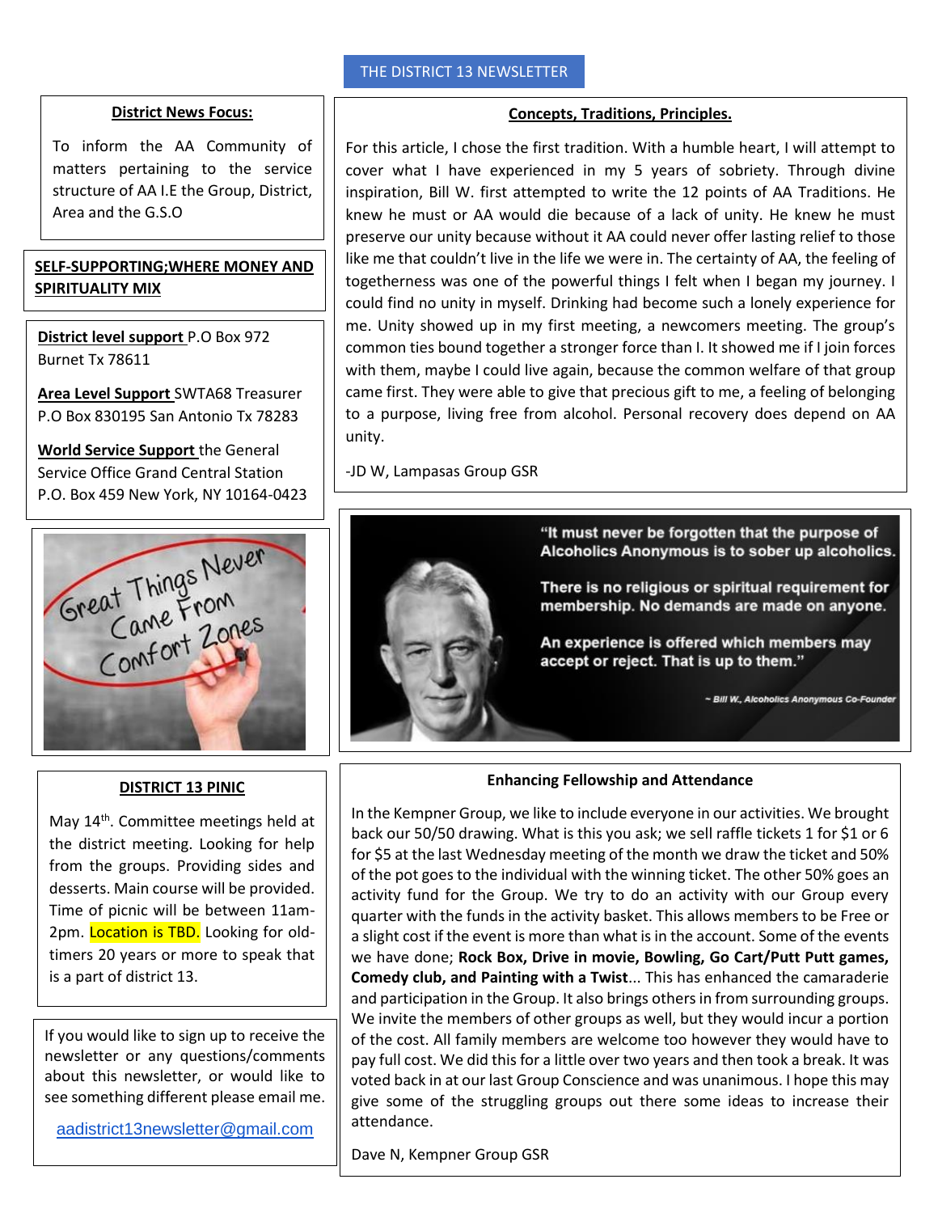# THE DISTRICT 13 NEWSLETTER

**District News Focus:**

To inform the AA Community of matters pertaining to the service structure of AA I.E the Group, District, Area and the G.S.O

**SELF-SUPPORTING;WHERE MONEY AND SPIRITUALITY MIX**

**District level support** P.O Box 972 Burnet Tx 78611

**Area Level Support** SWTA68 Treasurer P.O Box 830195 San Antonio Tx 78283

**World Service Support** the General Service Office Grand Central Station P.O. Box 459 New York, NY 10164-0423

Great Things Never Came From Comfort Zones

**DISTRICT 13 PINIC**

May 14th. Committee meetings held at the district meeting. Looking for help from the groups. Providing sides and desserts. Main course will be provided. Time of picnic will be between 11am-2pm. Location is TBD. Looking for old-timers 20 years or more to speak that is a part of district 13.

If you would like to sign up to receive the newsletter or any questions/comments about this newsletter, or would like to see something different please email me.

aadistrict13newsletter@gmail.com

## Concepts, Traditions, Principles.

For this article, I chose the first tradition. With a humble heart, I will attempt to cover what I have experienced in my 5 years of sobriety. Through divine inspiration, Bill W. first attempted to write the 12 points of AA Traditions. He knew he must or AA would die because of a lack of unity. He knew he must preserve our unity because without it AA could never offer lasting relief to those like me that couldn't live in the life we were in. The certainty of AA, the feeling of togetherness was one of the powerful things I felt when I began my journey. I could find no unity in myself. Drinking had become such a lonely experience for me. Unity showed up in my first meeting, a newcomers meeting. The group's common ties bound together a stronger force than I. It showed me if I join forces with them, maybe I could live again, because the common welfare of that group came first. They were able to give that precious gift to me, a feeling of belonging to a purpose, living free from alcohol. Personal recovery does depend on AA unity.

-JD W, Lampasas Group GSR

"It must never be forgotten that the purpose of Alcoholics Anonymous is to sober up alcoholics.

There is no religious or spiritual requirement for membership. No demands are made on anyone.

An experience is offered which members may accept or reject. That is up to them."

~ Bill W., Alcoholics Anonymous Co-Founder

## Enhancing Fellowship and Attendance

In the Kempner Group, we like to include everyone in our activities. We brought back our 50/50 drawing. What is this you ask; we sell raffle tickets 1 for $1 or 6 for $5 at the last Wednesday meeting of the month we draw the ticket and 50% of the pot goes to the individual with the winning ticket. The other 50% goes an activity fund for the Group. We try to do an activity with our Group every quarter with the funds in the activity basket. This allows members to be Free or a slight cost if the event is more than what is in the account. Some of the events we have done; **Rock Box, Drive in movie, Bowling, Go Cart/Putt Putt games, Comedy club, and Painting with a Twist**... This has enhanced the camaraderie and participation in the Group. It also brings others in from surrounding groups. We invite the members of other groups as well, but they would incur a portion of the cost. All family members are welcome too however they would have to pay full cost. We did this for a little over two years and then took a break. It was voted back in at our last Group Conscience and was unanimous. I hope this may give some of the struggling groups out there some ideas to increase their attendance.

Dave N, Kempner Group GSR